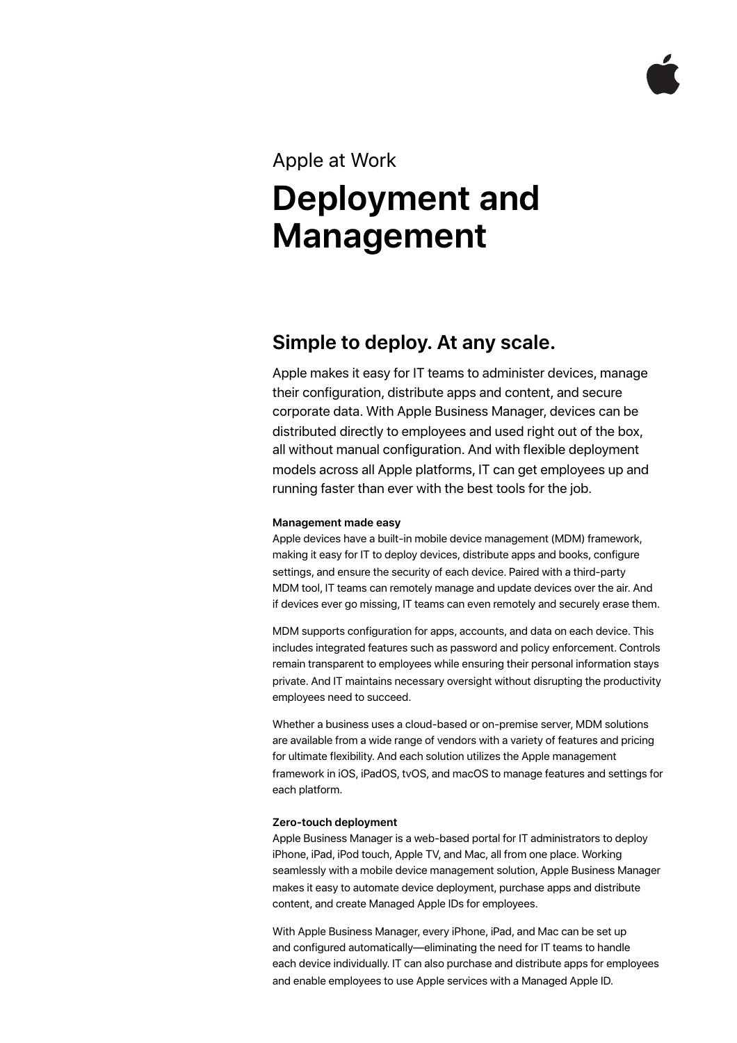Apple at Work

# Deployment and Management

## Simple to deploy. At any scale.

Apple makes it easy for IT teams to administer devices, manage their configuration, distribute apps and content, and secure corporate data. With Apple Business Manager, devices can be distributed directly to employees and used right out of the box, all without manual configuration. And with flexible deployment models across all Apple platforms, IT can get employees up and running faster than ever with the best tools for the job.

**Management made easy**

Apple devices have a built-in mobile device management (MDM) framework, making it easy for IT to deploy devices, distribute apps and books, configure settings, and ensure the security of each device. Paired with a third-party MDM tool, IT teams can remotely manage and update devices over the air. And if devices ever go missing, IT teams can even remotely and securely erase them.

MDM supports configuration for apps, accounts, and data on each device. This includes integrated features such as password and policy enforcement. Controls remain transparent to employees while ensuring their personal information stays private. And IT maintains necessary oversight without disrupting the productivity employees need to succeed.

Whether a business uses a cloud-based or on-premise server, MDM solutions are available from a wide range of vendors with a variety of features and pricing for ultimate flexibility. And each solution utilizes the Apple management framework in iOS, iPadOS, tvOS, and macOS to manage features and settings for each platform.

**Zero-touch deployment**

Apple Business Manager is a web-based portal for IT administrators to deploy iPhone, iPad, iPod touch, Apple TV, and Mac, all from one place. Working seamlessly with a mobile device management solution, Apple Business Manager makes it easy to automate device deployment, purchase apps and distribute content, and create Managed Apple IDs for employees.

With Apple Business Manager, every iPhone, iPad, and Mac can be set up and configured automatically—eliminating the need for IT teams to handle each device individually. IT can also purchase and distribute apps for employees and enable employees to use Apple services with a Managed Apple ID.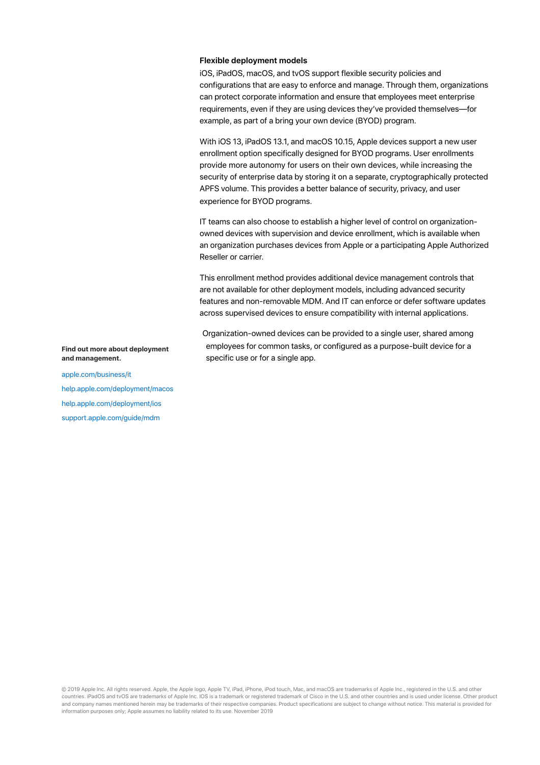### Flexible deployment models

iOS, iPadOS, macOS, and tvOS support flexible security policies and configurations that are easy to enforce and manage. Through them, organizations can protect corporate information and ensure that employees meet enterprise requirements, even if they are using devices they've provided themselves—for example, as part of a bring your own device (BYOD) program.

With iOS 13, iPadOS 13.1, and macOS 10.15, Apple devices support a new user enrollment option specifically designed for BYOD programs. User enrollments provide more autonomy for users on their own devices, while increasing the security of enterprise data by storing it on a separate, cryptographically protected APFS volume. This provides a better balance of security, privacy, and user experience for BYOD programs.

IT teams can also choose to establish a higher level of control on organization-owned devices with supervision and device enrollment, which is available when an organization purchases devices from Apple or a participating Apple Authorized Reseller or carrier.

This enrollment method provides additional device management controls that are not available for other deployment models, including advanced security features and non-removable MDM. And IT can enforce or defer software updates across supervised devices to ensure compatibility with internal applications.

Organization-owned devices can be provided to a single user, shared among employees for common tasks, or configured as a purpose-built device for a specific use or for a single app.

**Find out more about deployment and management.**

apple.com/business/it

help.apple.com/deployment/macos

help.apple.com/deployment/ios

support.apple.com/guide/mdm

© 2019 Apple Inc. All rights reserved. Apple, the Apple logo, Apple TV, iPad, iPhone, iPod touch, Mac, and macOS are trademarks of Apple Inc., registered in the U.S. and other countries. iPadOS and tvOS are trademarks of Apple Inc. IOS is a trademark or registered trademark of Cisco in the U.S. and other countries and is used under license. Other product and company names mentioned herein may be trademarks of their respective companies. Product specifications are subject to change without notice. This material is provided for information purposes only; Apple assumes no liability related to its use. November 2019